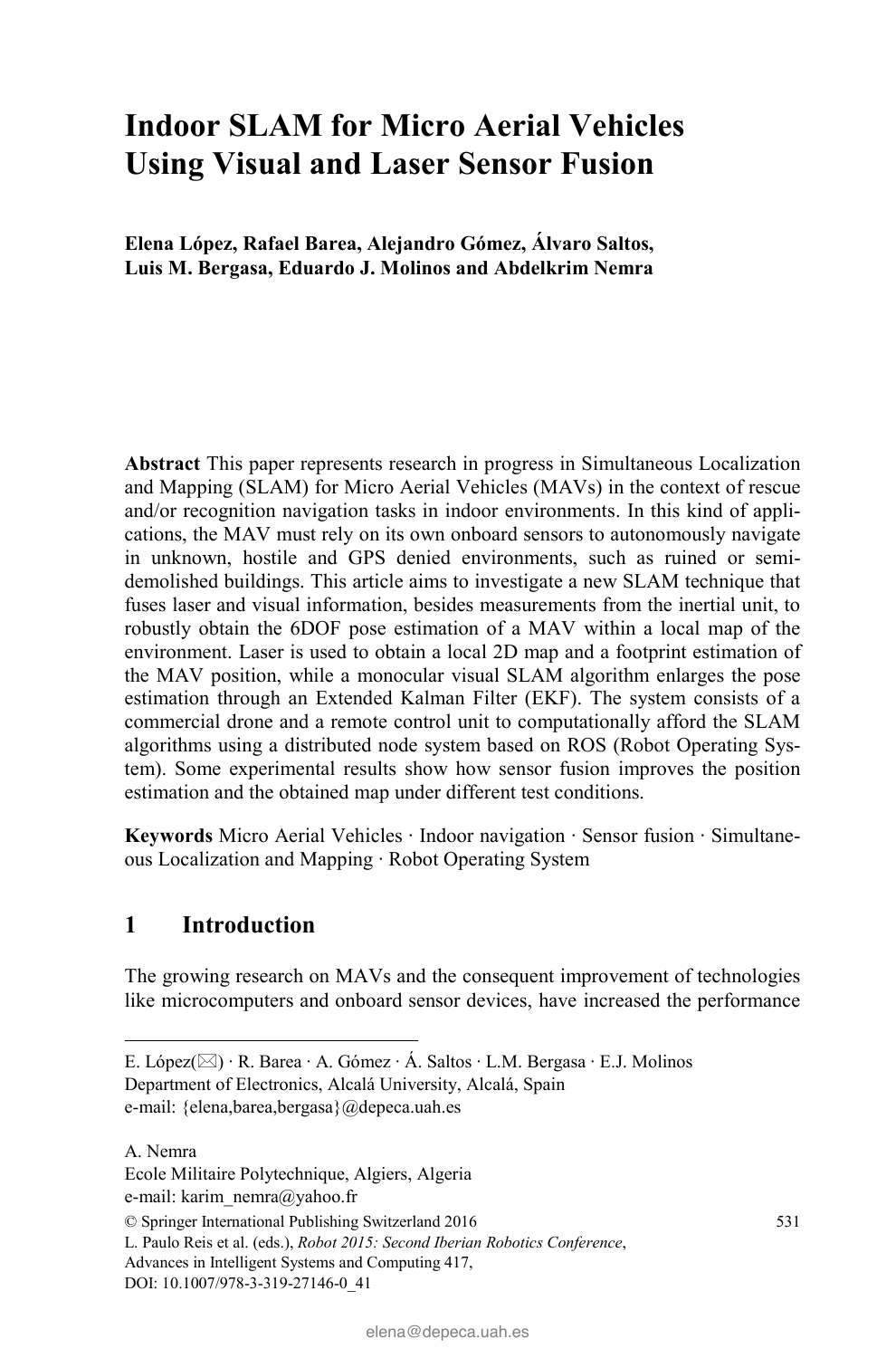# Indoor SLAM for Micro Aerial Vehicles Using Visual and Laser Sensor Fusion

**Elena López, Rafael Barea, Alejandro Gómez, Álvaro Saltos, Luis M. Bergasa, Eduardo J. Molinos and Abdelkrim Nemra**

**Abstract** This paper represents research in progress in Simultaneous Localization and Mapping (SLAM) for Micro Aerial Vehicles (MAVs) in the context of rescue and/or recognition navigation tasks in indoor environments. In this kind of applications, the MAV must rely on its own onboard sensors to autonomously navigate in unknown, hostile and GPS denied environments, such as ruined or semi-demolished buildings. This article aims to investigate a new SLAM technique that fuses laser and visual information, besides measurements from the inertial unit, to robustly obtain the 6DOF pose estimation of a MAV within a local map of the environment. Laser is used to obtain a local 2D map and a footprint estimation of the MAV position, while a monocular visual SLAM algorithm enlarges the pose estimation through an Extended Kalman Filter (EKF). The system consists of a commercial drone and a remote control unit to computationally afford the SLAM algorithms using a distributed node system based on ROS (Robot Operating System). Some experimental results show how sensor fusion improves the position estimation and the obtained map under different test conditions.

**Keywords** Micro Aerial Vehicles · Indoor navigation · Sensor fusion · Simultaneous Localization and Mapping · Robot Operating System

## 1 Introduction

The growing research on MAVs and the consequent improvement of technologies like microcomputers and onboard sensor devices, have increased the performance

---

E. López(✉) · R. Barea · A. Gómez · Á. Saltos · L.M. Bergasa · E.J. Molinos
Department of Electronics, Alcalá University, Alcalá, Spain
e-mail: {elena,barea,bergasa}@depeca.uah.es

A. Nemra
Ecole Militaire Polytechnique, Algiers, Algeria
e-mail: karim_nemra@yahoo.fr

© Springer International Publishing Switzerland 2016
L. Paulo Reis et al. (eds.), *Robot 2015: Second Iberian Robotics Conference*,
Advances in Intelligent Systems and Computing 417,
DOI: 10.1007/978-3-319-27146-0_41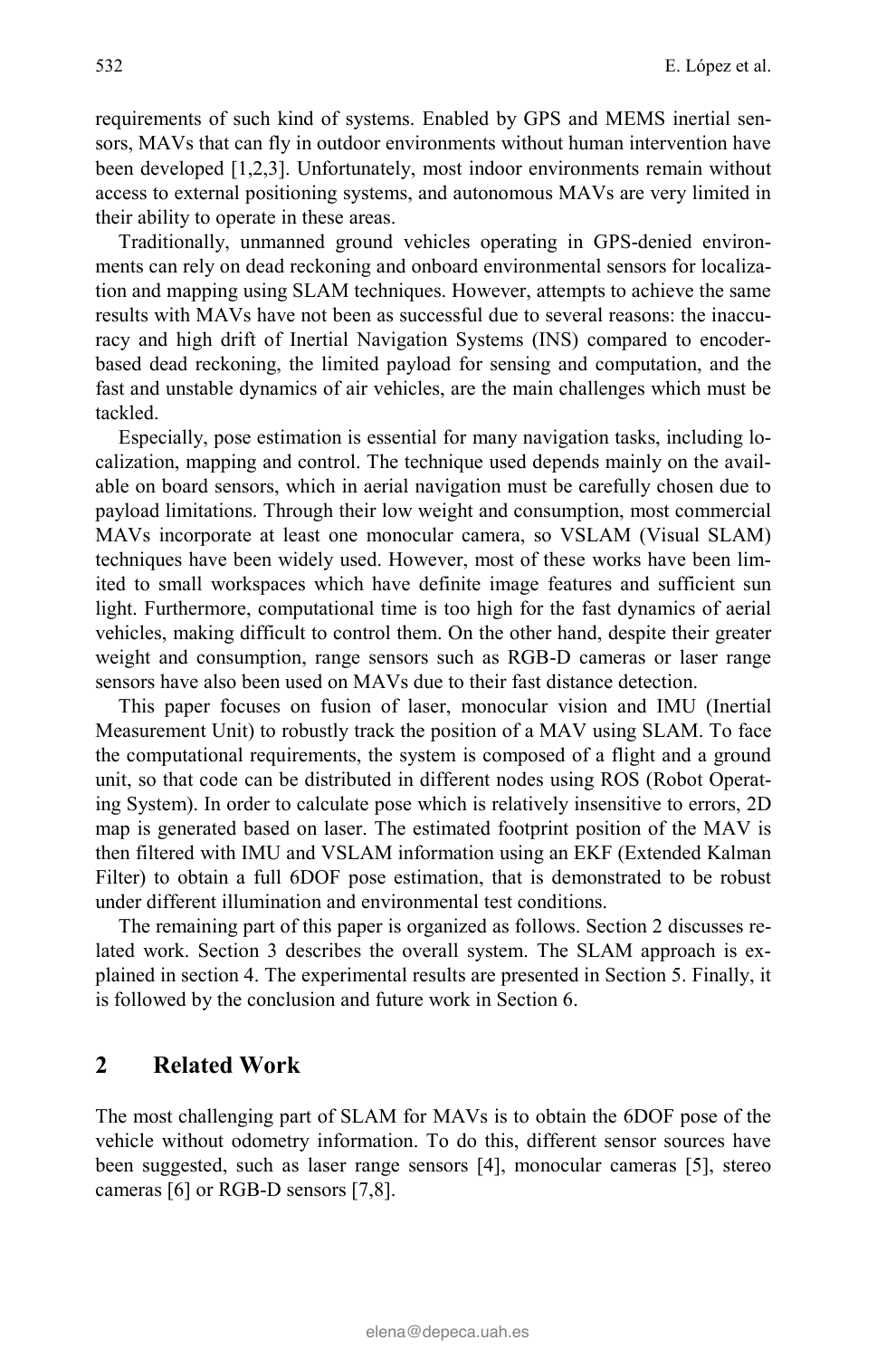requirements of such kind of systems. Enabled by GPS and MEMS inertial sensors, MAVs that can fly in outdoor environments without human intervention have been developed [1,2,3]. Unfortunately, most indoor environments remain without access to external positioning systems, and autonomous MAVs are very limited in their ability to operate in these areas.

Traditionally, unmanned ground vehicles operating in GPS-denied environments can rely on dead reckoning and onboard environmental sensors for localization and mapping using SLAM techniques. However, attempts to achieve the same results with MAVs have not been as successful due to several reasons: the inaccuracy and high drift of Inertial Navigation Systems (INS) compared to encoder-based dead reckoning, the limited payload for sensing and computation, and the fast and unstable dynamics of air vehicles, are the main challenges which must be tackled.

Especially, pose estimation is essential for many navigation tasks, including localization, mapping and control. The technique used depends mainly on the available on board sensors, which in aerial navigation must be carefully chosen due to payload limitations. Through their low weight and consumption, most commercial MAVs incorporate at least one monocular camera, so VSLAM (Visual SLAM) techniques have been widely used. However, most of these works have been limited to small workspaces which have definite image features and sufficient sun light. Furthermore, computational time is too high for the fast dynamics of aerial vehicles, making difficult to control them. On the other hand, despite their greater weight and consumption, range sensors such as RGB-D cameras or laser range sensors have also been used on MAVs due to their fast distance detection.

This paper focuses on fusion of laser, monocular vision and IMU (Inertial Measurement Unit) to robustly track the position of a MAV using SLAM. To face the computational requirements, the system is composed of a flight and a ground unit, so that code can be distributed in different nodes using ROS (Robot Operating System). In order to calculate pose which is relatively insensitive to errors, 2D map is generated based on laser. The estimated footprint position of the MAV is then filtered with IMU and VSLAM information using an EKF (Extended Kalman Filter) to obtain a full 6DOF pose estimation, that is demonstrated to be robust under different illumination and environmental test conditions.

The remaining part of this paper is organized as follows. Section 2 discusses related work. Section 3 describes the overall system. The SLAM approach is explained in section 4. The experimental results are presented in Section 5. Finally, it is followed by the conclusion and future work in Section 6.

## 2 Related Work

The most challenging part of SLAM for MAVs is to obtain the 6DOF pose of the vehicle without odometry information. To do this, different sensor sources have been suggested, such as laser range sensors [4], monocular cameras [5], stereo cameras [6] or RGB-D sensors [7,8].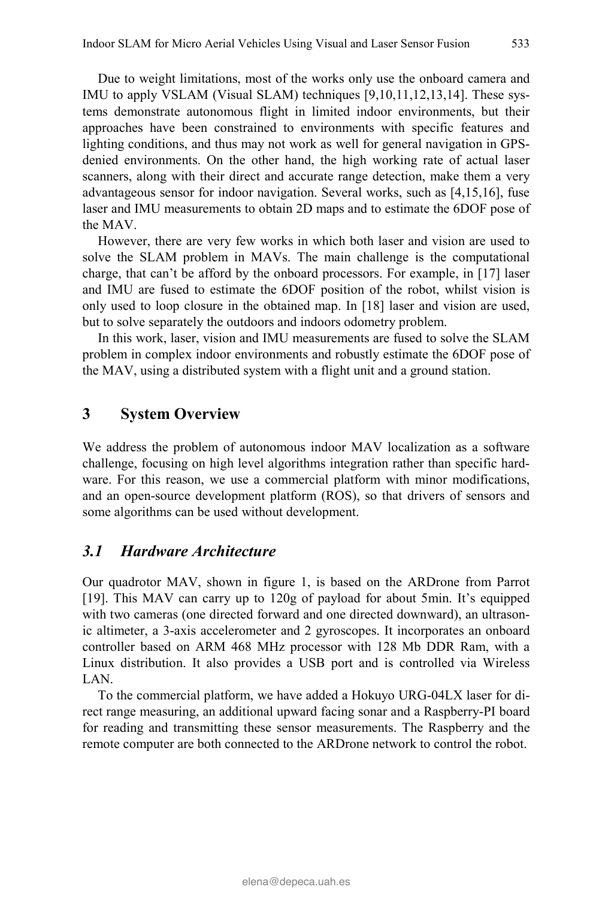Due to weight limitations, most of the works only use the onboard camera and IMU to apply VSLAM (Visual SLAM) techniques [9,10,11,12,13,14]. These systems demonstrate autonomous flight in limited indoor environments, but their approaches have been constrained to environments with specific features and lighting conditions, and thus may not work as well for general navigation in GPS-denied environments. On the other hand, the high working rate of actual laser scanners, along with their direct and accurate range detection, make them a very advantageous sensor for indoor navigation. Several works, such as [4,15,16], fuse laser and IMU measurements to obtain 2D maps and to estimate the 6DOF pose of the MAV.

However, there are very few works in which both laser and vision are used to solve the SLAM problem in MAVs. The main challenge is the computational charge, that can't be afford by the onboard processors. For example, in [17] laser and IMU are fused to estimate the 6DOF position of the robot, whilst vision is only used to loop closure in the obtained map. In [18] laser and vision are used, but to solve separately the outdoors and indoors odometry problem.

In this work, laser, vision and IMU measurements are fused to solve the SLAM problem in complex indoor environments and robustly estimate the 6DOF pose of the MAV, using a distributed system with a flight unit and a ground station.

## 3 System Overview

We address the problem of autonomous indoor MAV localization as a software challenge, focusing on high level algorithms integration rather than specific hardware. For this reason, we use a commercial platform with minor modifications, and an open-source development platform (ROS), so that drivers of sensors and some algorithms can be used without development.

### *3.1 Hardware Architecture*

Our quadrotor MAV, shown in figure 1, is based on the ARDrone from Parrot [19]. This MAV can carry up to 120g of payload for about 5min. It's equipped with two cameras (one directed forward and one directed downward), an ultrasonic altimeter, a 3-axis accelerometer and 2 gyroscopes. It incorporates an onboard controller based on ARM 468 MHz processor with 128 Mb DDR Ram, with a Linux distribution. It also provides a USB port and is controlled via Wireless LAN.

To the commercial platform, we have added a Hokuyo URG-04LX laser for direct range measuring, an additional upward facing sonar and a Raspberry-PI board for reading and transmitting these sensor measurements. The Raspberry and the remote computer are both connected to the ARDrone network to control the robot.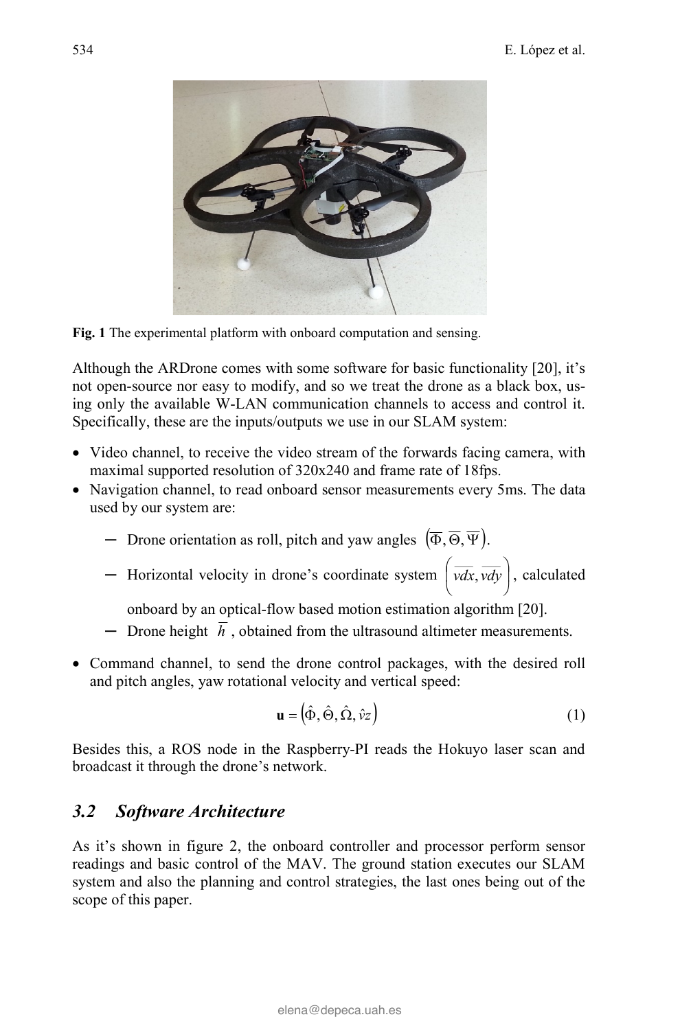Fig. 1 The experimental platform with onboard computation and sensing.

Although the ARDrone comes with some software for basic functionality [20], it's not open-source nor easy to modify, and so we treat the drone as a black box, using only the available W-LAN communication channels to access and control it. Specifically, these are the inputs/outputs we use in our SLAM system:

- Video channel, to receive the video stream of the forwards facing camera, with maximal supported resolution of 320x240 and frame rate of 18fps.
- Navigation channel, to read onboard sensor measurements every 5ms. The data used by our system are:
  - Drone orientation as roll, pitch and yaw angles $\left(\overline{\Phi}, \overline{\Theta}, \overline{\Psi}\right)$.
  - Horizontal velocity in drone's coordinate system $\left(\overline{vdx}, \overline{vdy}\right)$, calculated onboard by an optical-flow based motion estimation algorithm [20].
  - Drone height $\overline{h}$, obtained from the ultrasound altimeter measurements.
- Command channel, to send the drone control packages, with the desired roll and pitch angles, yaw rotational velocity and vertical speed:

$$\mathbf{u} = \left(\hat{\Phi}, \hat{\Theta}, \hat{\Omega}, \hat{v}z\right) \tag{1}$$

Besides this, a ROS node in the Raspberry-PI reads the Hokuyo laser scan and broadcast it through the drone's network.

## 3.2 Software Architecture

As it's shown in figure 2, the onboard controller and processor perform sensor readings and basic control of the MAV. The ground station executes our SLAM system and also the planning and control strategies, the last ones being out of the scope of this paper.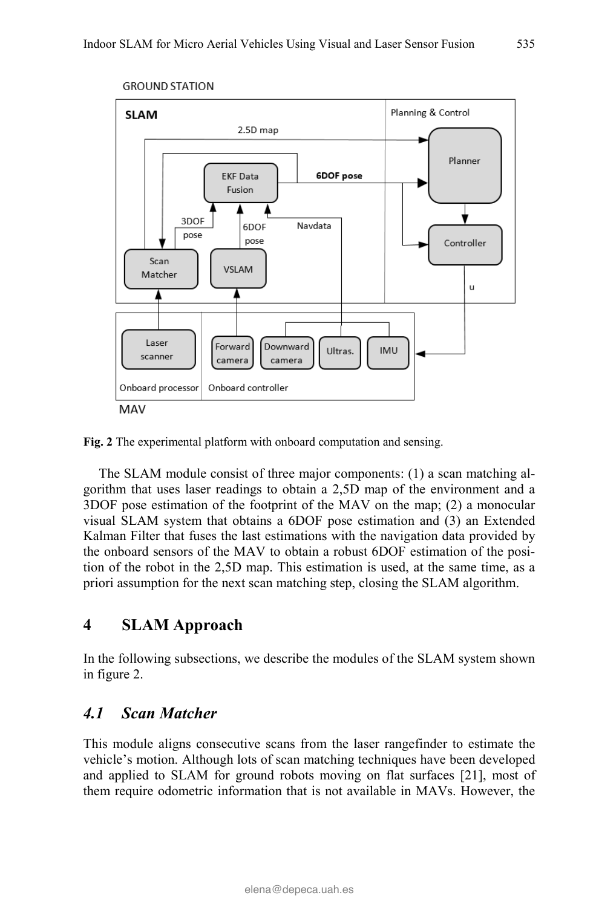**Fig. 2** The experimental platform with onboard computation and sensing.

The SLAM module consist of three major components: (1) a scan matching algorithm that uses laser readings to obtain a 2,5D map of the environment and a 3DOF pose estimation of the footprint of the MAV on the map; (2) a monocular visual SLAM system that obtains a 6DOF pose estimation and (3) an Extended Kalman Filter that fuses the last estimations with the navigation data provided by the onboard sensors of the MAV to obtain a robust 6DOF estimation of the position of the robot in the 2,5D map. This estimation is used, at the same time, as a priori assumption for the next scan matching step, closing the SLAM algorithm.

## 4 SLAM Approach

In the following subsections, we describe the modules of the SLAM system shown in figure 2.

### *4.1 Scan Matcher*

This module aligns consecutive scans from the laser rangefinder to estimate the vehicle's motion. Although lots of scan matching techniques have been developed and applied to SLAM for ground robots moving on flat surfaces [21], most of them require odometric information that is not available in MAVs. However, the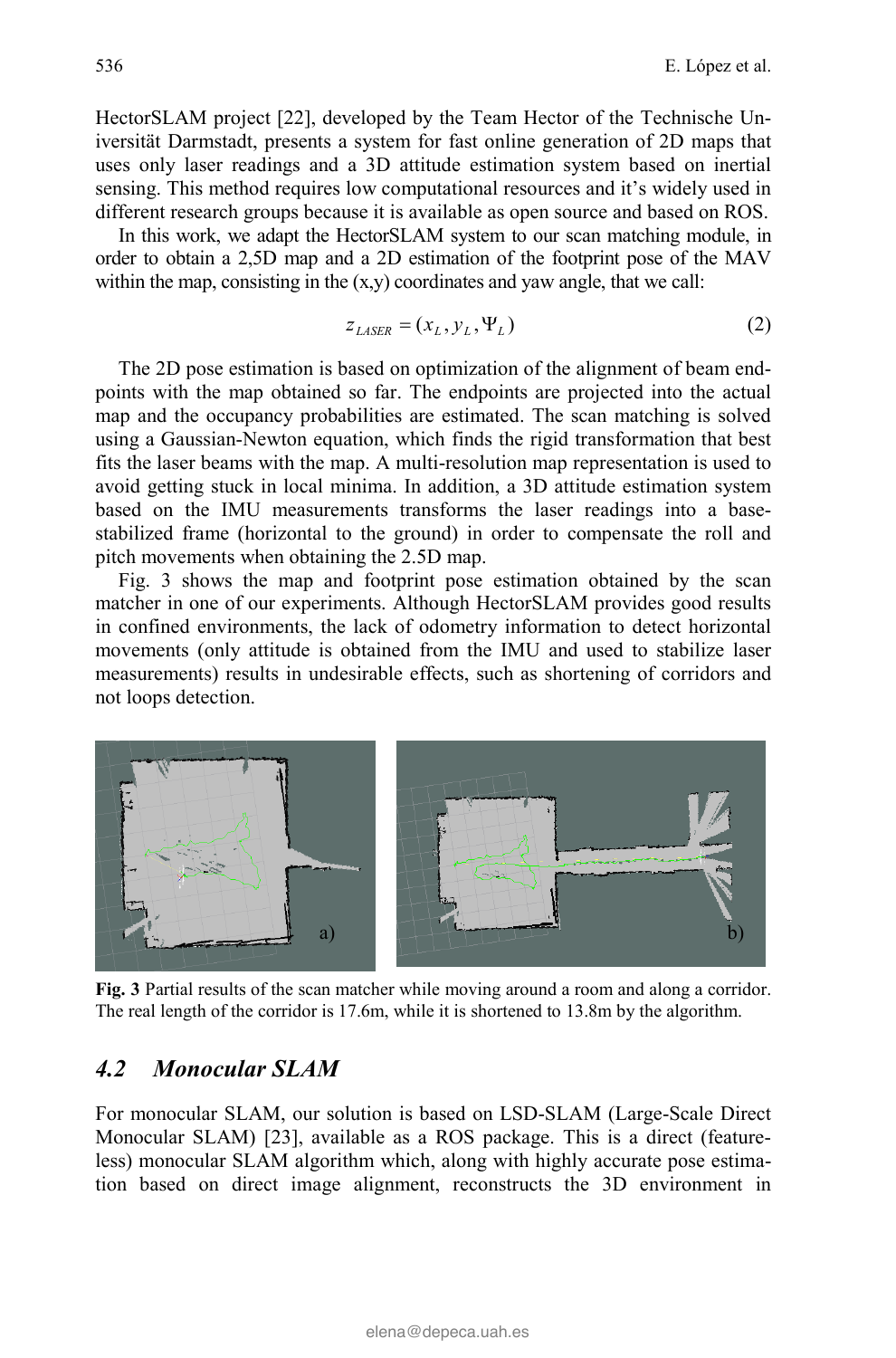HectorSLAM project [22], developed by the Team Hector of the Technische Universität Darmstadt, presents a system for fast online generation of 2D maps that uses only laser readings and a 3D attitude estimation system based on inertial sensing. This method requires low computational resources and it's widely used in different research groups because it is available as open source and based on ROS.

In this work, we adapt the HectorSLAM system to our scan matching module, in order to obtain a 2,5D map and a 2D estimation of the footprint pose of the MAV within the map, consisting in the (x,y) coordinates and yaw angle, that we call:

$$z_{LASER} = (x_L, y_L, \Psi_L) \tag{2}$$

The 2D pose estimation is based on optimization of the alignment of beam endpoints with the map obtained so far. The endpoints are projected into the actual map and the occupancy probabilities are estimated. The scan matching is solved using a Gaussian-Newton equation, which finds the rigid transformation that best fits the laser beams with the map. A multi-resolution map representation is used to avoid getting stuck in local minima. In addition, a 3D attitude estimation system based on the IMU measurements transforms the laser readings into a base-stabilized frame (horizontal to the ground) in order to compensate the roll and pitch movements when obtaining the 2.5D map.

Fig. 3 shows the map and footprint pose estimation obtained by the scan matcher in one of our experiments. Although HectorSLAM provides good results in confined environments, the lack of odometry information to detect horizontal movements (only attitude is obtained from the IMU and used to stabilize laser measurements) results in undesirable effects, such as shortening of corridors and not loops detection.

**Fig. 3** Partial results of the scan matcher while moving around a room and along a corridor. The real length of the corridor is 17.6m, while it is shortened to 13.8m by the algorithm.

## 4.2 Monocular SLAM

For monocular SLAM, our solution is based on LSD-SLAM (Large-Scale Direct Monocular SLAM) [23], available as a ROS package. This is a direct (featureless) monocular SLAM algorithm which, along with highly accurate pose estimation based on direct image alignment, reconstructs the 3D environment in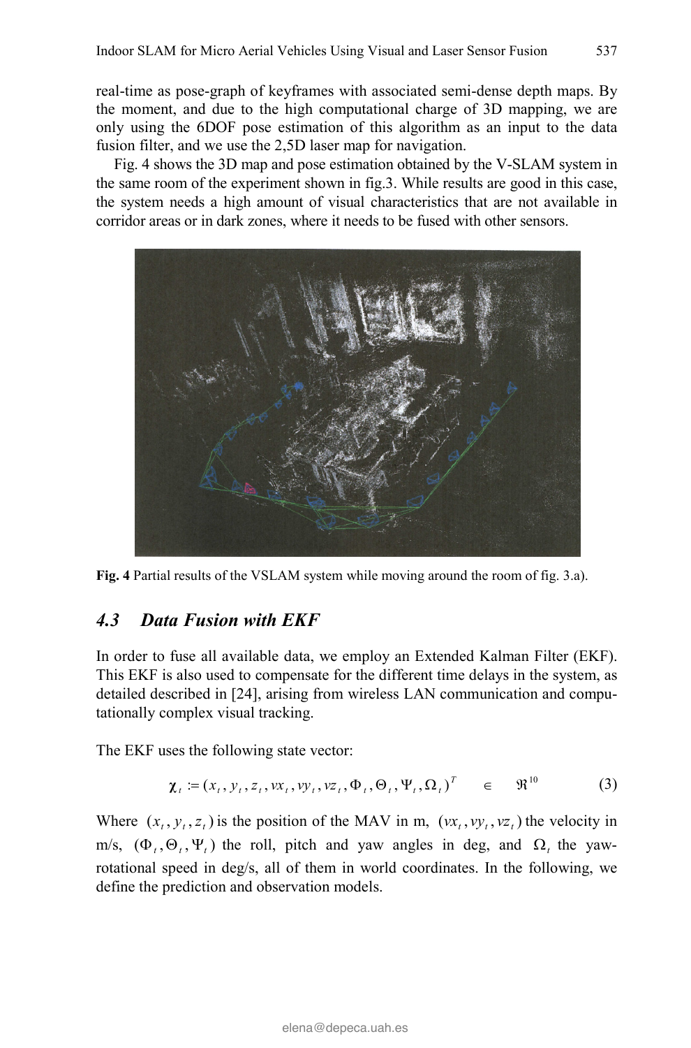real-time as pose-graph of keyframes with associated semi-dense depth maps. By the moment, and due to the high computational charge of 3D mapping, we are only using the 6DOF pose estimation of this algorithm as an input to the data fusion filter, and we use the 2,5D laser map for navigation.

Fig. 4 shows the 3D map and pose estimation obtained by the V-SLAM system in the same room of the experiment shown in fig.3. While results are good in this case, the system needs a high amount of visual characteristics that are not available in corridor areas or in dark zones, where it needs to be fused with other sensors.

**Fig. 4** Partial results of the VSLAM system while moving around the room of fig. 3.a).

### *4.3 Data Fusion with EKF*

In order to fuse all available data, we employ an Extended Kalman Filter (EKF). This EKF is also used to compensate for the different time delays in the system, as detailed described in [24], arising from wireless LAN communication and computationally complex visual tracking.

The EKF uses the following state vector:

$$\boldsymbol{\chi}_t := (x_t, y_t, z_t, vx_t, vy_t, vz_t, \Phi_t, \Theta_t, \Psi_t, \Omega_t)^T \quad \in \quad \Re^{10} \tag{3}$$

Where $(x_t, y_t, z_t)$ is the position of the MAV in m, $(vx_t, vy_t, vz_t)$ the velocity in m/s, $(\Phi_t, \Theta_t, \Psi_t)$ the roll, pitch and yaw angles in deg, and $\Omega_t$ the yaw-rotational speed in deg/s, all of them in world coordinates. In the following, we define the prediction and observation models.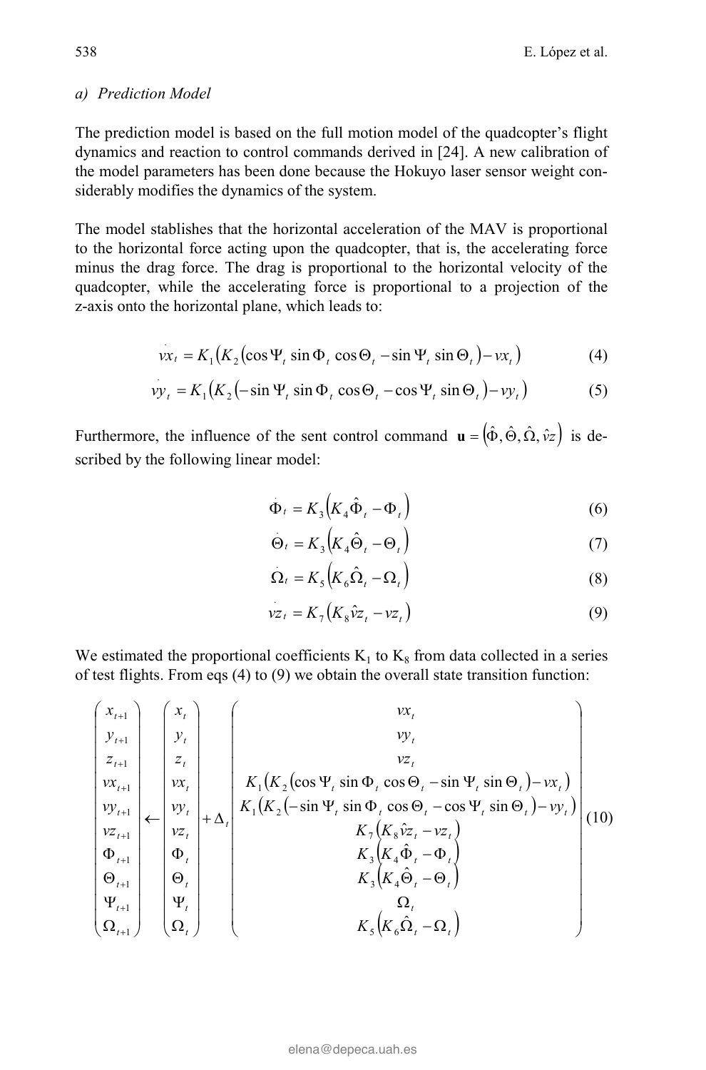*a) Prediction Model*

The prediction model is based on the full motion model of the quadcopter's flight dynamics and reaction to control commands derived in [24]. A new calibration of the model parameters has been done because the Hokuyo laser sensor weight considerably modifies the dynamics of the system.

The model stablishes that the horizontal acceleration of the MAV is proportional to the horizontal force acting upon the quadcopter, that is, the accelerating force minus the drag force. The drag is proportional to the horizontal velocity of the quadcopter, while the accelerating force is proportional to a projection of the z-axis onto the horizontal plane, which leads to:

$$\dot{vx}_t = K_1\left(K_2\left(\cos\Psi_t \sin\Phi_t \cos\Theta_t - \sin\Psi_t \sin\Theta_t\right) - vx_t\right) \tag{4}$$

$$\dot{vy}_t = K_1\left(K_2\left(-\sin\Psi_t \sin\Phi_t \cos\Theta_t - \cos\Psi_t \sin\Theta_t\right) - vy_t\right) \tag{5}$$

Furthermore, the influence of the sent control command $\mathbf{u} = \left(\hat{\Phi}, \hat{\Theta}, \hat{\Omega}, \hat{vz}\right)$ is described by the following linear model:

$$\dot{\Phi}_t = K_3\left(K_4\hat{\Phi}_t - \Phi_t\right) \tag{6}$$

$$\dot{\Theta}_t = K_3\left(K_4\hat{\Theta}_t - \Theta_t\right) \tag{7}$$

$$\dot{\Omega}_t = K_5\left(K_6\hat{\Omega}_t - \Omega_t\right) \tag{8}$$

$$\dot{vz}_t = K_7\left(K_8\hat{vz}_t - vz_t\right) \tag{9}$$

We estimated the proportional coefficients $K_1$ to $K_8$ from data collected in a series of test flights. From eqs (4) to (9) we obtain the overall state transition function:

$$\begin{pmatrix} x_{t+1} \\ y_{t+1} \\ z_{t+1} \\ vx_{t+1} \\ vy_{t+1} \\ vz_{t+1} \\ \Phi_{t+1} \\ \Theta_{t+1} \\ \Psi_{t+1} \\ \Omega_{t+1} \end{pmatrix} \leftarrow \begin{pmatrix} x_t \\ y_t \\ z_t \\ vx_t \\ vy_t \\ vz_t \\ \Phi_t \\ \Theta_t \\ \Psi_t \\ \Omega_t \end{pmatrix} + \Delta_t \begin{pmatrix} vx_t \\ vy_t \\ vz_t \\ K_1\left(K_2\left(\cos\Psi_t \sin\Phi_t \cos\Theta_t - \sin\Psi_t \sin\Theta_t\right) - vx_t\right) \\ K_1\left(K_2\left(-\sin\Psi_t \sin\Phi_t \cos\Theta_t - \cos\Psi_t \sin\Theta_t\right) - vy_t\right) \\ K_7\left(K_8\hat{vz}_t - vz_t\right) \\ K_3\left(K_4\hat{\Phi}_t - \Phi_t\right) \\ K_3\left(K_4\hat{\Theta}_t - \Theta_t\right) \\ \Omega_t \\ K_5\left(K_6\hat{\Omega}_t - \Omega_t\right) \end{pmatrix} \tag{10}$$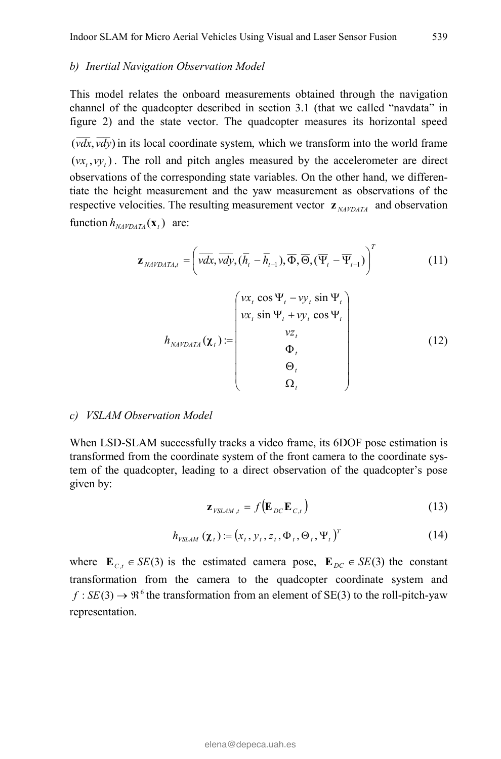*b) Inertial Navigation Observation Model*

This model relates the onboard measurements obtained through the navigation channel of the quadcopter described in section 3.1 (that we called "navdata" in figure 2) and the state vector. The quadcopter measures its horizontal speed $(\overline{vdx}, \overline{vdy})$ in its local coordinate system, which we transform into the world frame $(vx_t, vy_t)$. The roll and pitch angles measured by the accelerometer are direct observations of the corresponding state variables. On the other hand, we differentiate the height measurement and the yaw measurement as observations of the respective velocities. The resulting measurement vector $\mathbf{z}_{NAVDATA}$ and observation function $h_{NAVDATA}(\mathbf{x}_t)$ are:

$$\mathbf{z}_{NAVDATA,t} = \left(\overline{vdx}, \overline{vdy}, (\overline{h}_t - \overline{h}_{t-1}), \overline{\Phi}, \overline{\Theta}, (\overline{\Psi}_t - \overline{\Psi}_{t-1})\right)^T \tag{11}$$

$$h_{NAVDATA}(\boldsymbol{\chi}_t) := \begin{pmatrix} vx_t \cos\Psi_t - vy_t \sin\Psi_t \\ vx_t \sin\Psi_t + vy_t \cos\Psi_t \\ vz_t \\ \Phi_t \\ \Theta_t \\ \Omega_t \end{pmatrix} \tag{12}$$

*c) VSLAM Observation Model*

When LSD-SLAM successfully tracks a video frame, its 6DOF pose estimation is transformed from the coordinate system of the front camera to the coordinate system of the quadcopter, leading to a direct observation of the quadcopter's pose given by:

$$\mathbf{z}_{VSLAM,t} = f\left(\mathbf{E}_{DC}\mathbf{E}_{C,t}\right) \tag{13}$$

$$h_{VSLAM}(\boldsymbol{\chi}_t) := \left(x_t, y_t, z_t, \Phi_t, \Theta_t, \Psi_t\right)^T \tag{14}$$

where $\mathbf{E}_{C,t} \in SE(3)$ is the estimated camera pose, $\mathbf{E}_{DC} \in SE(3)$ the constant transformation from the camera to the quadcopter coordinate system and $f : SE(3) \rightarrow \Re^6$ the transformation from an element of SE(3) to the roll-pitch-yaw representation.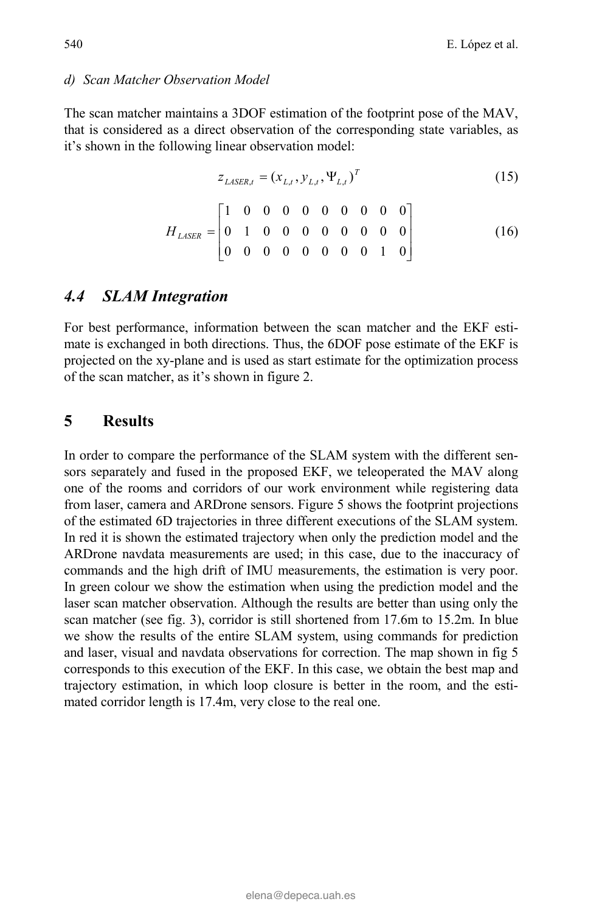*d) Scan Matcher Observation Model*

The scan matcher maintains a 3DOF estimation of the footprint pose of the MAV, that is considered as a direct observation of the corresponding state variables, as it's shown in the following linear observation model:

$$z_{LASER,t} = (x_{L,t}, y_{L,t}, \Psi_{L,t})^T \tag{15}$$

$$H_{LASER} = \begin{bmatrix} 1 & 0 & 0 & 0 & 0 & 0 & 0 & 0 & 0 & 0 \\ 0 & 1 & 0 & 0 & 0 & 0 & 0 & 0 & 0 & 0 \\ 0 & 0 & 0 & 0 & 0 & 0 & 0 & 0 & 1 & 0 \end{bmatrix} \tag{16}$$

## 4.4 SLAM Integration

For best performance, information between the scan matcher and the EKF estimate is exchanged in both directions. Thus, the 6DOF pose estimate of the EKF is projected on the xy-plane and is used as start estimate for the optimization process of the scan matcher, as it's shown in figure 2.

# 5 Results

In order to compare the performance of the SLAM system with the different sensors separately and fused in the proposed EKF, we teleoperated the MAV along one of the rooms and corridors of our work environment while registering data from laser, camera and ARDrone sensors. Figure 5 shows the footprint projections of the estimated 6D trajectories in three different executions of the SLAM system. In red it is shown the estimated trajectory when only the prediction model and the ARDrone navdata measurements are used; in this case, due to the inaccuracy of commands and the high drift of IMU measurements, the estimation is very poor. In green colour we show the estimation when using the prediction model and the laser scan matcher observation. Although the results are better than using only the scan matcher (see fig. 3), corridor is still shortened from 17.6m to 15.2m. In blue we show the results of the entire SLAM system, using commands for prediction and laser, visual and navdata observations for correction. The map shown in fig 5 corresponds to this execution of the EKF. In this case, we obtain the best map and trajectory estimation, in which loop closure is better in the room, and the estimated corridor length is 17.4m, very close to the real one.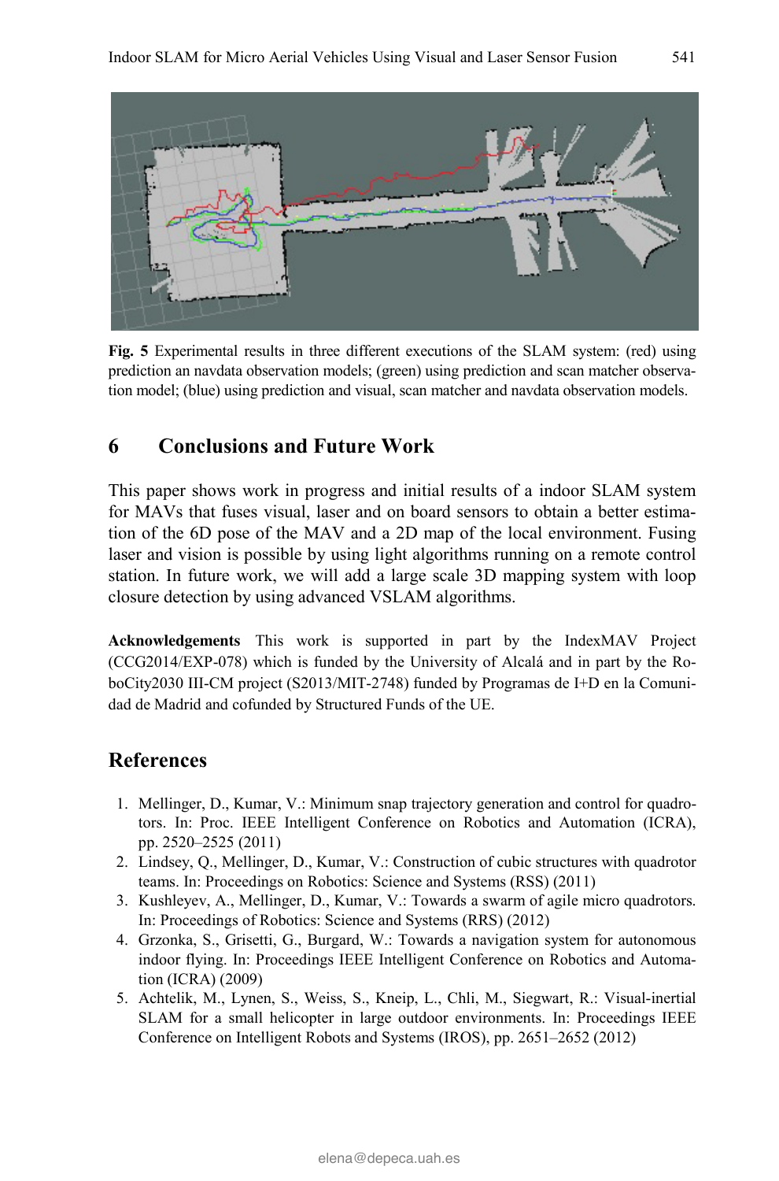**Fig. 5** Experimental results in three different executions of the SLAM system: (red) using prediction an navdata observation models; (green) using prediction and scan matcher observation model; (blue) using prediction and visual, scan matcher and navdata observation models.

## 6 Conclusions and Future Work

This paper shows work in progress and initial results of a indoor SLAM system for MAVs that fuses visual, laser and on board sensors to obtain a better estimation of the 6D pose of the MAV and a 2D map of the local environment. Fusing laser and vision is possible by using light algorithms running on a remote control station. In future work, we will add a large scale 3D mapping system with loop closure detection by using advanced VSLAM algorithms.

**Acknowledgements** This work is supported in part by the IndexMAV Project (CCG2014/EXP-078) which is funded by the University of Alcalá and in part by the RoboCity2030 III-CM project (S2013/MIT-2748) funded by Programas de I+D en la Comunidad de Madrid and cofunded by Structured Funds of the UE.

## References

1. Mellinger, D., Kumar, V.: Minimum snap trajectory generation and control for quadrotors. In: Proc. IEEE Intelligent Conference on Robotics and Automation (ICRA), pp. 2520–2525 (2011)
2. Lindsey, Q., Mellinger, D., Kumar, V.: Construction of cubic structures with quadrotor teams. In: Proceedings on Robotics: Science and Systems (RSS) (2011)
3. Kushleyev, A., Mellinger, D., Kumar, V.: Towards a swarm of agile micro quadrotors. In: Proceedings of Robotics: Science and Systems (RRS) (2012)
4. Grzonka, S., Grisetti, G., Burgard, W.: Towards a navigation system for autonomous indoor flying. In: Proceedings IEEE Intelligent Conference on Robotics and Automation (ICRA) (2009)
5. Achtelik, M., Lynen, S., Weiss, S., Kneip, L., Chli, M., Siegwart, R.: Visual-inertial SLAM for a small helicopter in large outdoor environments. In: Proceedings IEEE Conference on Intelligent Robots and Systems (IROS), pp. 2651–2652 (2012)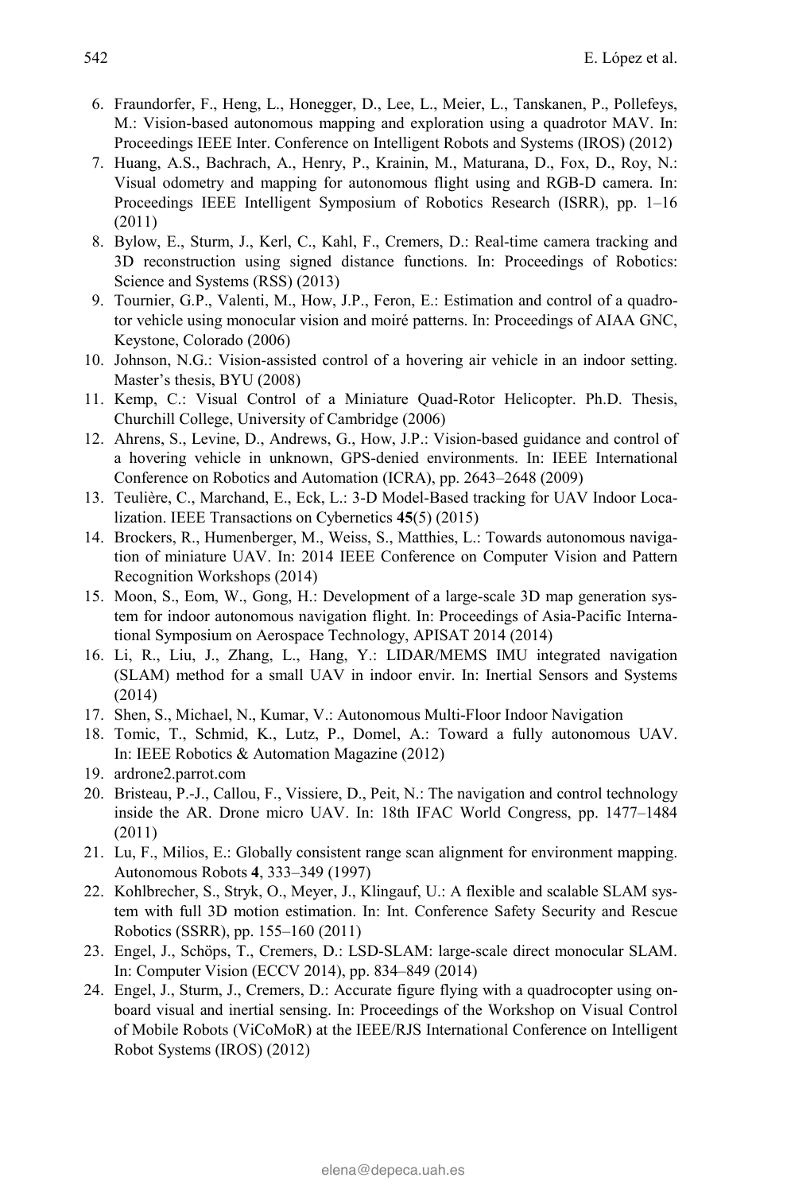6. Fraundorfer, F., Heng, L., Honegger, D., Lee, L., Meier, L., Tanskanen, P., Pollefeys, M.: Vision-based autonomous mapping and exploration using a quadrotor MAV. In: Proceedings IEEE Inter. Conference on Intelligent Robots and Systems (IROS) (2012)
7. Huang, A.S., Bachrach, A., Henry, P., Krainin, M., Maturana, D., Fox, D., Roy, N.: Visual odometry and mapping for autonomous flight using and RGB-D camera. In: Proceedings IEEE Intelligent Symposium of Robotics Research (ISRR), pp. 1–16 (2011)
8. Bylow, E., Sturm, J., Kerl, C., Kahl, F., Cremers, D.: Real-time camera tracking and 3D reconstruction using signed distance functions. In: Proceedings of Robotics: Science and Systems (RSS) (2013)
9. Tournier, G.P., Valenti, M., How, J.P., Feron, E.: Estimation and control of a quadrotor vehicle using monocular vision and moiré patterns. In: Proceedings of AIAA GNC, Keystone, Colorado (2006)
10. Johnson, N.G.: Vision-assisted control of a hovering air vehicle in an indoor setting. Master's thesis, BYU (2008)
11. Kemp, C.: Visual Control of a Miniature Quad-Rotor Helicopter. Ph.D. Thesis, Churchill College, University of Cambridge (2006)
12. Ahrens, S., Levine, D., Andrews, G., How, J.P.: Vision-based guidance and control of a hovering vehicle in unknown, GPS-denied environments. In: IEEE International Conference on Robotics and Automation (ICRA), pp. 2643–2648 (2009)
13. Teulière, C., Marchand, E., Eck, L.: 3-D Model-Based tracking for UAV Indoor Localization. IEEE Transactions on Cybernetics **45**(5) (2015)
14. Brockers, R., Humenberger, M., Weiss, S., Matthies, L.: Towards autonomous navigation of miniature UAV. In: 2014 IEEE Conference on Computer Vision and Pattern Recognition Workshops (2014)
15. Moon, S., Eom, W., Gong, H.: Development of a large-scale 3D map generation system for indoor autonomous navigation flight. In: Proceedings of Asia-Pacific International Symposium on Aerospace Technology, APISAT 2014 (2014)
16. Li, R., Liu, J., Zhang, L., Hang, Y.: LIDAR/MEMS IMU integrated navigation (SLAM) method for a small UAV in indoor envir. In: Inertial Sensors and Systems (2014)
17. Shen, S., Michael, N., Kumar, V.: Autonomous Multi-Floor Indoor Navigation
18. Tomic, T., Schmid, K., Lutz, P., Domel, A.: Toward a fully autonomous UAV. In: IEEE Robotics & Automation Magazine (2012)
19. ardrone2.parrot.com
20. Bristeau, P.-J., Callou, F., Vissiere, D., Peit, N.: The navigation and control technology inside the AR. Drone micro UAV. In: 18th IFAC World Congress, pp. 1477–1484 (2011)
21. Lu, F., Milios, E.: Globally consistent range scan alignment for environment mapping. Autonomous Robots **4**, 333–349 (1997)
22. Kohlbrecher, S., Stryk, O., Meyer, J., Klingauf, U.: A flexible and scalable SLAM system with full 3D motion estimation. In: Int. Conference Safety Security and Rescue Robotics (SSRR), pp. 155–160 (2011)
23. Engel, J., Schöps, T., Cremers, D.: LSD-SLAM: large-scale direct monocular SLAM. In: Computer Vision (ECCV 2014), pp. 834–849 (2014)
24. Engel, J., Sturm, J., Cremers, D.: Accurate figure flying with a quadrocopter using onboard visual and inertial sensing. In: Proceedings of the Workshop on Visual Control of Mobile Robots (ViCoMoR) at the IEEE/RJS International Conference on Intelligent Robot Systems (IROS) (2012)